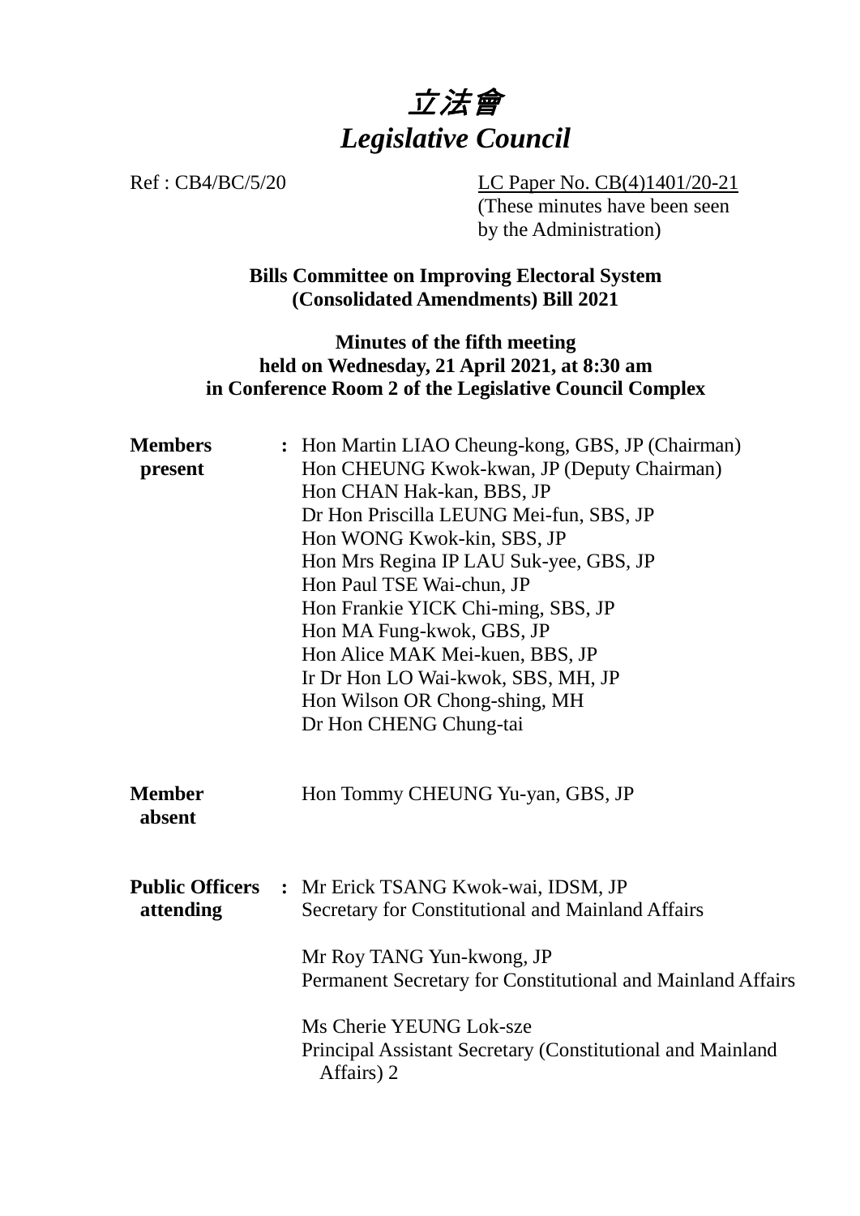# *立法會*
# *Legislative Council*

Ref : CB4/BC/5/20

LC Paper No. CB(4)1401/20-21
(These minutes have been seen by the Administration)

**Bills Committee on Improving Electoral System (Consolidated Amendments) Bill 2021**

**Minutes of the fifth meeting held on Wednesday, 21 April 2021, at 8:30 am in Conference Room 2 of the Legislative Council Complex**

**Members present** : Hon Martin LIAO Cheung-kong, GBS, JP (Chairman)
Hon CHEUNG Kwok-kwan, JP (Deputy Chairman)
Hon CHAN Hak-kan, BBS, JP
Dr Hon Priscilla LEUNG Mei-fun, SBS, JP
Hon WONG Kwok-kin, SBS, JP
Hon Mrs Regina IP LAU Suk-yee, GBS, JP
Hon Paul TSE Wai-chun, JP
Hon Frankie YICK Chi-ming, SBS, JP
Hon MA Fung-kwok, GBS, JP
Hon Alice MAK Mei-kuen, BBS, JP
Ir Dr Hon LO Wai-kwok, SBS, MH, JP
Hon Wilson OR Chong-shing, MH
Dr Hon CHENG Chung-tai

**Member absent** Hon Tommy CHEUNG Yu-yan, GBS, JP

**Public Officers attending** : Mr Erick TSANG Kwok-wai, IDSM, JP
Secretary for Constitutional and Mainland Affairs

Mr Roy TANG Yun-kwong, JP
Permanent Secretary for Constitutional and Mainland Affairs

Ms Cherie YEUNG Lok-sze
Principal Assistant Secretary (Constitutional and Mainland Affairs) 2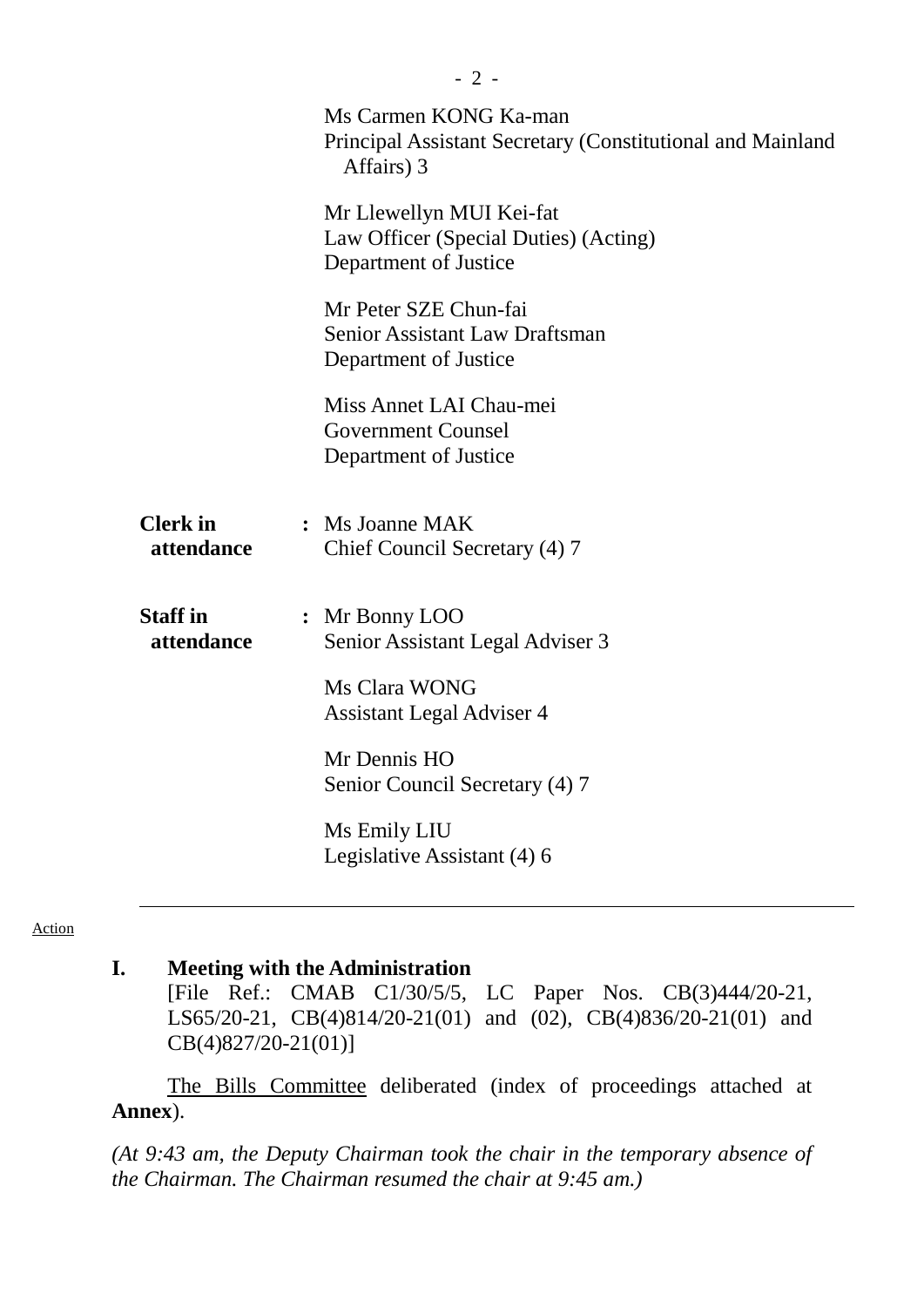Ms Carmen KONG Ka-man
Principal Assistant Secretary (Constitutional and Mainland Affairs) 3

Mr Llewellyn MUI Kei-fat
Law Officer (Special Duties) (Acting)
Department of Justice

Mr Peter SZE Chun-fai
Senior Assistant Law Draftsman
Department of Justice

Miss Annet LAI Chau-mei
Government Counsel
Department of Justice

**Clerk in attendance** : Ms Joanne MAK
Chief Council Secretary (4) 7

**Staff in attendance** : Mr Bonny LOO
Senior Assistant Legal Adviser 3

Ms Clara WONG
Assistant Legal Adviser 4

Mr Dennis HO
Senior Council Secretary (4) 7

Ms Emily LIU
Legislative Assistant (4) 6

---

Action

## I. Meeting with the Administration

[File Ref.: CMAB C1/30/5/5, LC Paper Nos. CB(3)444/20-21, LS65/20-21, CB(4)814/20-21(01) and (02), CB(4)836/20-21(01) and CB(4)827/20-21(01)]

The Bills Committee deliberated (index of proceedings attached at **Annex**).

*(At 9:43 am, the Deputy Chairman took the chair in the temporary absence of the Chairman. The Chairman resumed the chair at 9:45 am.)*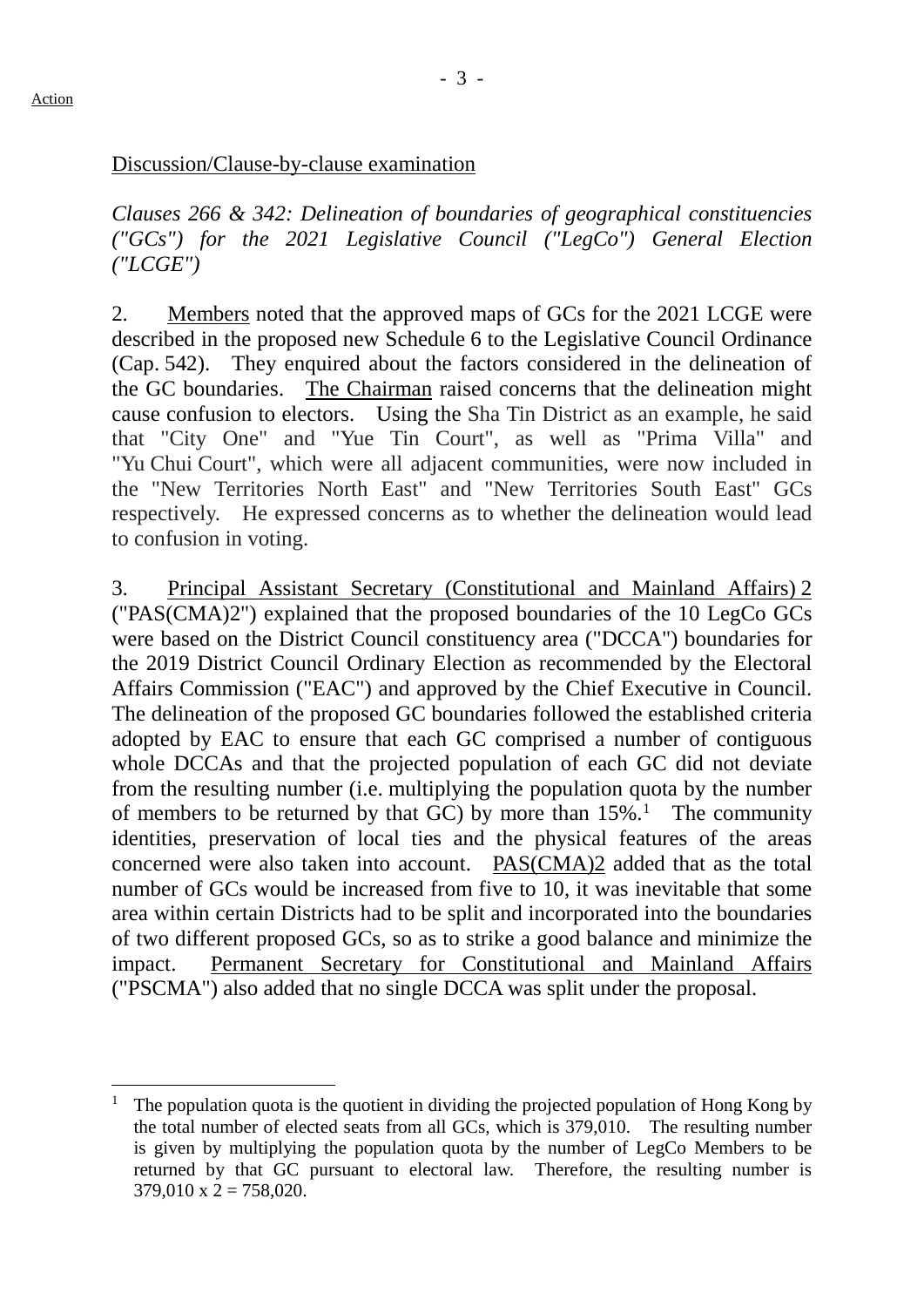Action

Discussion/Clause-by-clause examination

*Clauses 266 & 342: Delineation of boundaries of geographical constituencies ("GCs") for the 2021 Legislative Council ("LegCo") General Election ("LCGE")*

2. Members noted that the approved maps of GCs for the 2021 LCGE were described in the proposed new Schedule 6 to the Legislative Council Ordinance (Cap. 542). They enquired about the factors considered in the delineation of the GC boundaries. The Chairman raised concerns that the delineation might cause confusion to electors. Using the Sha Tin District as an example, he said that "City One" and "Yue Tin Court", as well as "Prima Villa" and "Yu Chui Court", which were all adjacent communities, were now included in the "New Territories North East" and "New Territories South East" GCs respectively. He expressed concerns as to whether the delineation would lead to confusion in voting.

3. Principal Assistant Secretary (Constitutional and Mainland Affairs) 2 ("PAS(CMA)2") explained that the proposed boundaries of the 10 LegCo GCs were based on the District Council constituency area ("DCCA") boundaries for the 2019 District Council Ordinary Election as recommended by the Electoral Affairs Commission ("EAC") and approved by the Chief Executive in Council. The delineation of the proposed GC boundaries followed the established criteria adopted by EAC to ensure that each GC comprised a number of contiguous whole DCCAs and that the projected population of each GC did not deviate from the resulting number (i.e. multiplying the population quota by the number of members to be returned by that GC) by more than 15%.[1] The community identities, preservation of local ties and the physical features of the areas concerned were also taken into account. PAS(CMA)2 added that as the total number of GCs would be increased from five to 10, it was inevitable that some area within certain Districts had to be split and incorporated into the boundaries of two different proposed GCs, so as to strike a good balance and minimize the impact. Permanent Secretary for Constitutional and Mainland Affairs ("PSCMA") also added that no single DCCA was split under the proposal.

---

[1] The population quota is the quotient in dividing the projected population of Hong Kong by the total number of elected seats from all GCs, which is 379,010. The resulting number is given by multiplying the population quota by the number of LegCo Members to be returned by that GC pursuant to electoral law. Therefore, the resulting number is 379,010 x 2 = 758,020.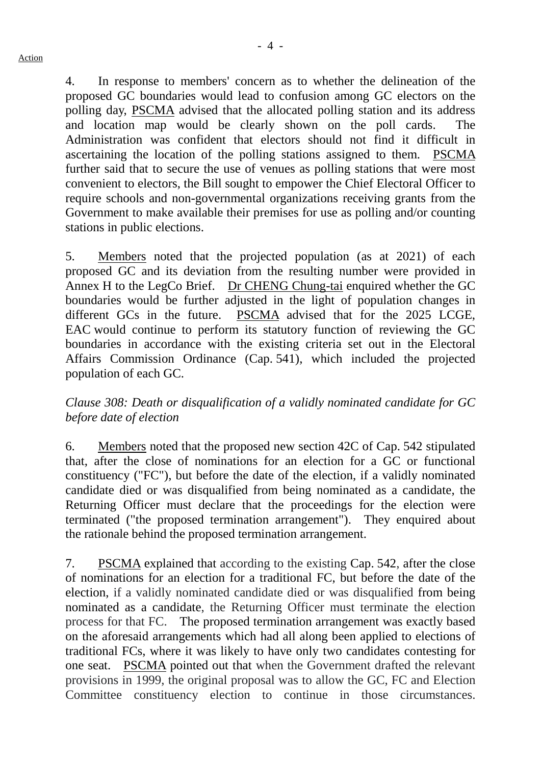4. In response to members' concern as to whether the delineation of the proposed GC boundaries would lead to confusion among GC electors on the polling day, PSCMA advised that the allocated polling station and its address and location map would be clearly shown on the poll cards. The Administration was confident that electors should not find it difficult in ascertaining the location of the polling stations assigned to them. PSCMA further said that to secure the use of venues as polling stations that were most convenient to electors, the Bill sought to empower the Chief Electoral Officer to require schools and non-governmental organizations receiving grants from the Government to make available their premises for use as polling and/or counting stations in public elections.

5. Members noted that the projected population (as at 2021) of each proposed GC and its deviation from the resulting number were provided in Annex H to the LegCo Brief. Dr CHENG Chung-tai enquired whether the GC boundaries would be further adjusted in the light of population changes in different GCs in the future. PSCMA advised that for the 2025 LCGE, EAC would continue to perform its statutory function of reviewing the GC boundaries in accordance with the existing criteria set out in the Electoral Affairs Commission Ordinance (Cap. 541), which included the projected population of each GC.

*Clause 308: Death or disqualification of a validly nominated candidate for GC before date of election*

6. Members noted that the proposed new section 42C of Cap. 542 stipulated that, after the close of nominations for an election for a GC or functional constituency ("FC"), but before the date of the election, if a validly nominated candidate died or was disqualified from being nominated as a candidate, the Returning Officer must declare that the proceedings for the election were terminated ("the proposed termination arrangement"). They enquired about the rationale behind the proposed termination arrangement.

7. PSCMA explained that according to the existing Cap. 542, after the close of nominations for an election for a traditional FC, but before the date of the election, if a validly nominated candidate died or was disqualified from being nominated as a candidate, the Returning Officer must terminate the election process for that FC. The proposed termination arrangement was exactly based on the aforesaid arrangements which had all along been applied to elections of traditional FCs, where it was likely to have only two candidates contesting for one seat. PSCMA pointed out that when the Government drafted the relevant provisions in 1999, the original proposal was to allow the GC, FC and Election Committee constituency election to continue in those circumstances.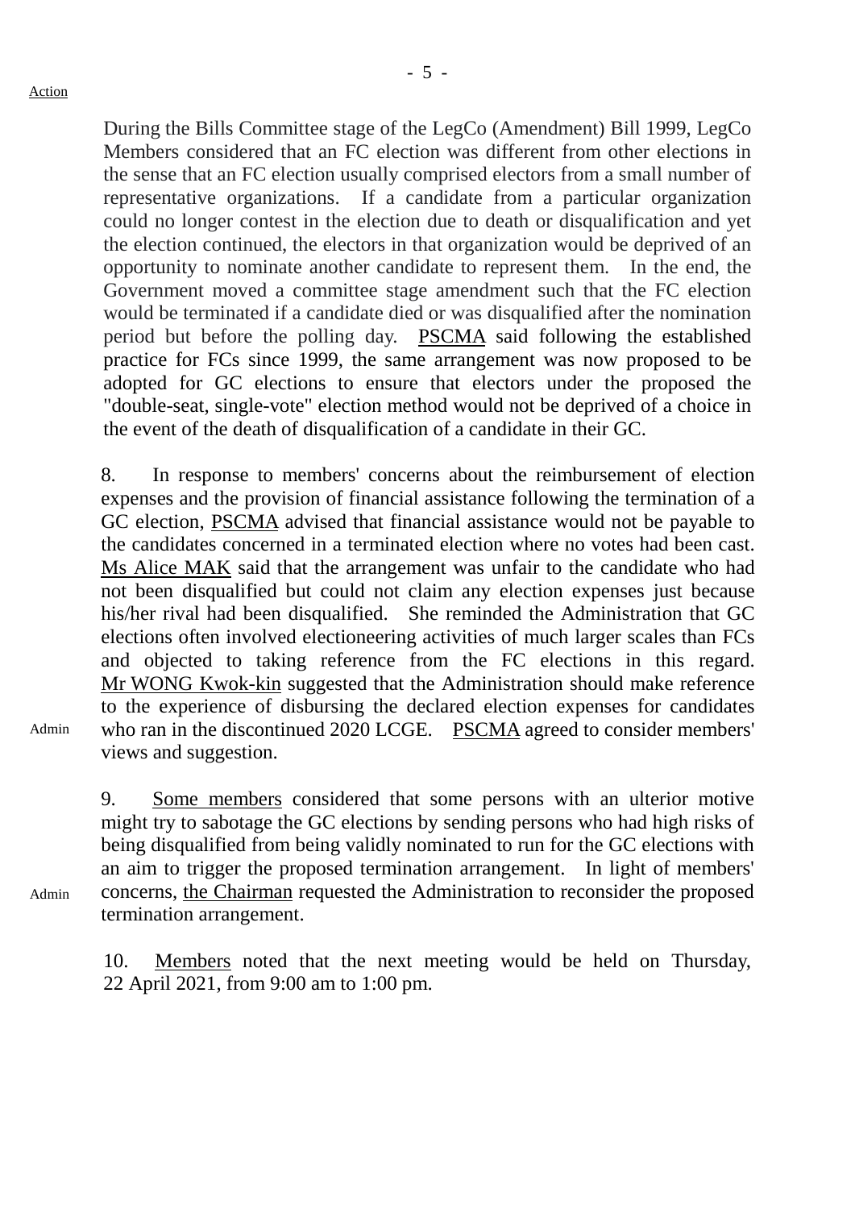Action

During the Bills Committee stage of the LegCo (Amendment) Bill 1999, LegCo Members considered that an FC election was different from other elections in the sense that an FC election usually comprised electors from a small number of representative organizations. If a candidate from a particular organization could no longer contest in the election due to death or disqualification and yet the election continued, the electors in that organization would be deprived of an opportunity to nominate another candidate to represent them. In the end, the Government moved a committee stage amendment such that the FC election would be terminated if a candidate died or was disqualified after the nomination period but before the polling day. PSCMA said following the established practice for FCs since 1999, the same arrangement was now proposed to be adopted for GC elections to ensure that electors under the proposed the "double-seat, single-vote" election method would not be deprived of a choice in the event of the death of disqualification of a candidate in their GC.

8. In response to members' concerns about the reimbursement of election expenses and the provision of financial assistance following the termination of a GC election, PSCMA advised that financial assistance would not be payable to the candidates concerned in a terminated election where no votes had been cast. Ms Alice MAK said that the arrangement was unfair to the candidate who had not been disqualified but could not claim any election expenses just because his/her rival had been disqualified. She reminded the Administration that GC elections often involved electioneering activities of much larger scales than FCs and objected to taking reference from the FC elections in this regard. Mr WONG Kwok-kin suggested that the Administration should make reference to the experience of disbursing the declared election expenses for candidates who ran in the discontinued 2020 LCGE. PSCMA agreed to consider members' views and suggestion. — Admin

9. Some members considered that some persons with an ulterior motive might try to sabotage the GC elections by sending persons who had high risks of being disqualified from being validly nominated to run for the GC elections with an aim to trigger the proposed termination arrangement. In light of members' concerns, the Chairman requested the Administration to reconsider the proposed termination arrangement. — Admin

10. Members noted that the next meeting would be held on Thursday, 22 April 2021, from 9:00 am to 1:00 pm.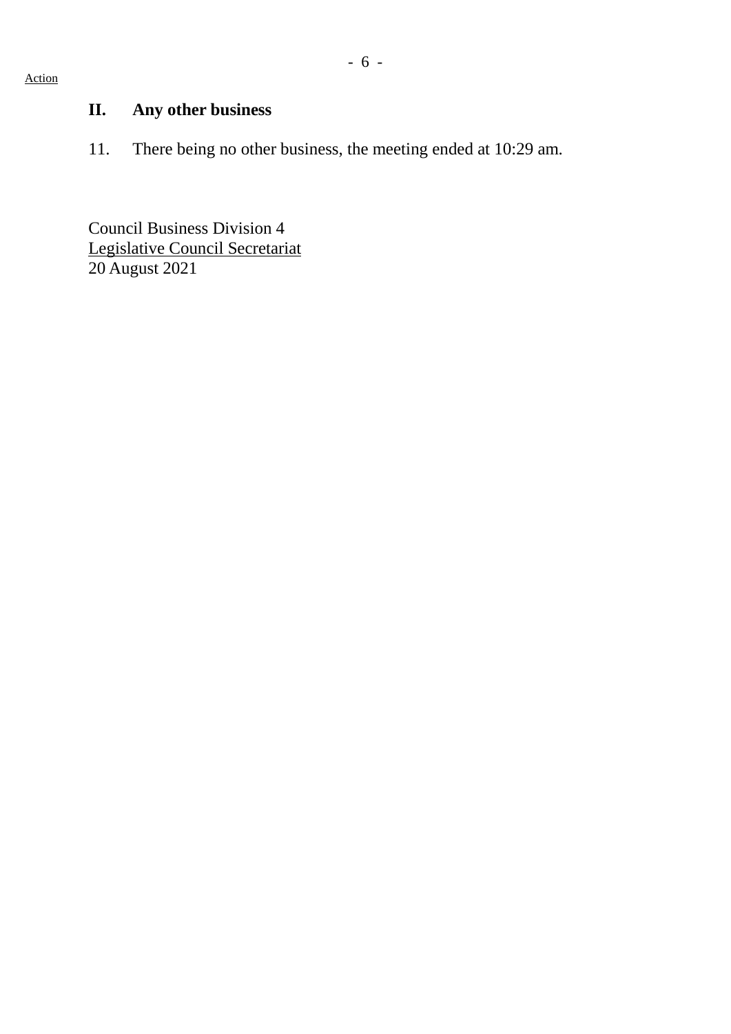Action

## II. Any other business

11. There being no other business, the meeting ended at 10:29 am.

Council Business Division 4
Legislative Council Secretariat
20 August 2021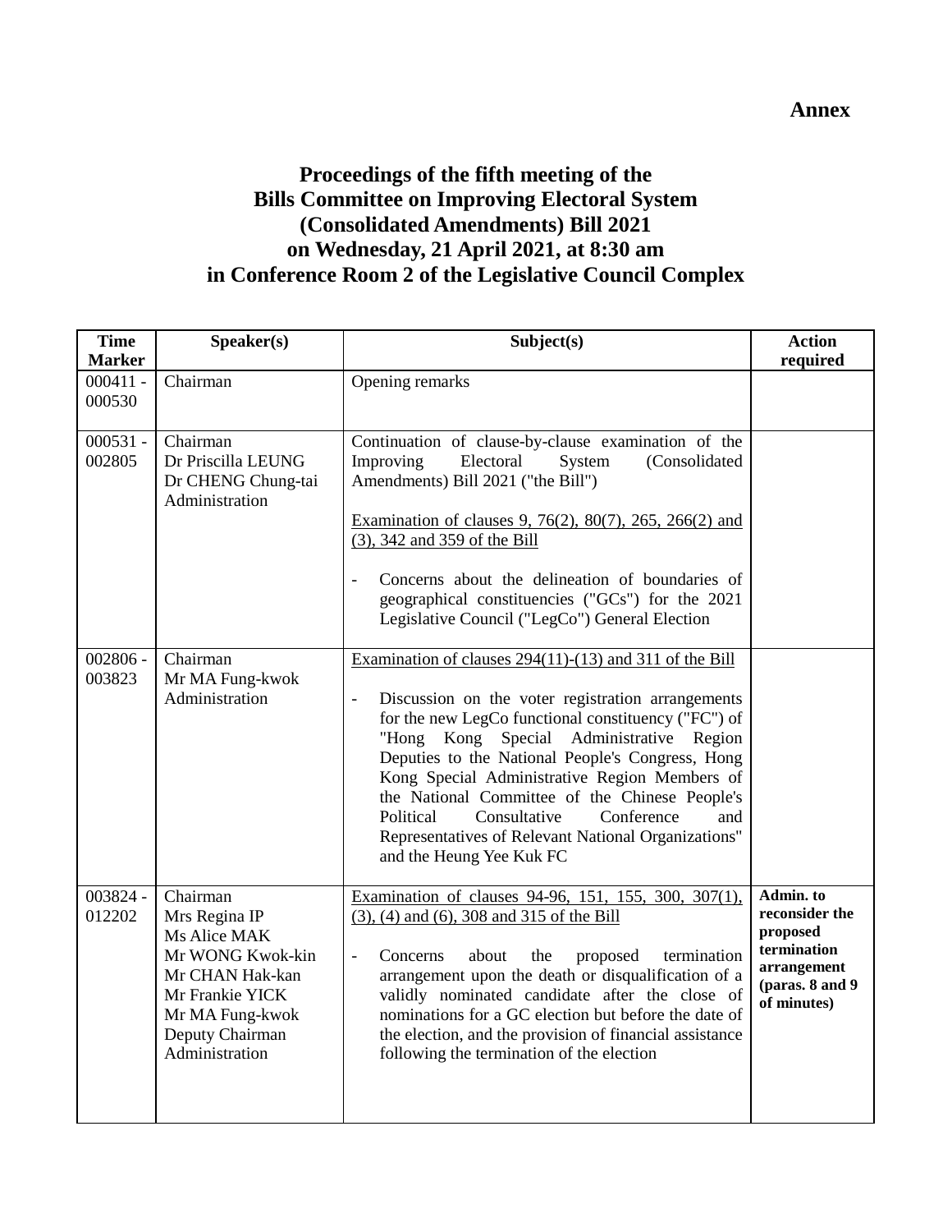**Annex**

# Proceedings of the fifth meeting of the Bills Committee on Improving Electoral System (Consolidated Amendments) Bill 2021 on Wednesday, 21 April 2021, at 8:30 am in Conference Room 2 of the Legislative Council Complex

| Time Marker | Speaker(s) | Subject(s) | Action required |
|---|---|---|---|
| 000411 - 000530 | Chairman | Opening remarks | |
| 000531 - 002805 | Chairman<br>Dr Priscilla LEUNG<br>Dr CHENG Chung-tai<br>Administration | Continuation of clause-by-clause examination of the Improving Electoral System (Consolidated Amendments) Bill 2021 ("the Bill")<br><br><u>Examination of clauses 9, 76(2), 80(7), 265, 266(2) and (3), 342 and 359 of the Bill</u><br><br>- Concerns about the delineation of boundaries of geographical constituencies ("GCs") for the 2021 Legislative Council ("LegCo") General Election | |
| 002806 - 003823 | Chairman<br>Mr MA Fung-kwok<br>Administration | <u>Examination of clauses 294(11)-(13) and 311 of the Bill</u><br><br>- Discussion on the voter registration arrangements for the new LegCo functional constituency ("FC") of "Hong Kong Special Administrative Region Deputies to the National People's Congress, Hong Kong Special Administrative Region Members of the National Committee of the Chinese People's Political Consultative Conference and Representatives of Relevant National Organizations" and the Heung Yee Kuk FC | |
| 003824 - 012202 | Chairman<br>Mrs Regina IP<br>Ms Alice MAK<br>Mr WONG Kwok-kin<br>Mr CHAN Hak-kan<br>Mr Frankie YICK<br>Mr MA Fung-kwok<br>Deputy Chairman<br>Administration | <u>Examination of clauses 94-96, 151, 155, 300, 307(1), (3), (4) and (6), 308 and 315 of the Bill</u><br><br>- Concerns about the proposed termination arrangement upon the death or disqualification of a validly nominated candidate after the close of nominations for a GC election but before the date of the election, and the provision of financial assistance following the termination of the election | **Admin. to reconsider the proposed termination arrangement (paras. 8 and 9 of minutes)** |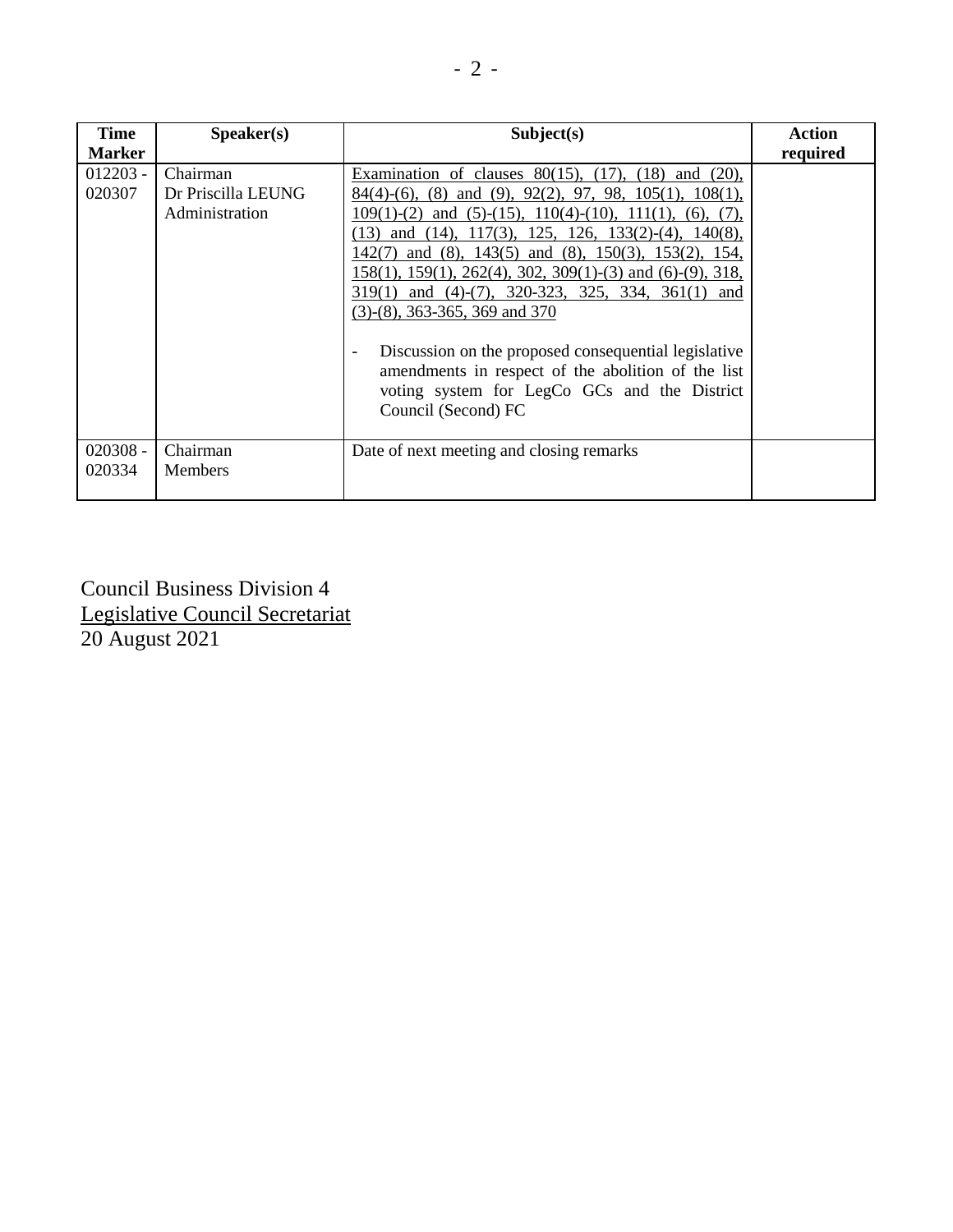| Time Marker | Speaker(s) | Subject(s) | Action required |
|---|---|---|---|
| 012203 - 020307 | Chairman<br>Dr Priscilla LEUNG<br>Administration | Examination of clauses 80(15), (17), (18) and (20), 84(4)-(6), (8) and (9), 92(2), 97, 98, 105(1), 108(1), 109(1)-(2) and (5)-(15), 110(4)-(10), 111(1), (6), (7), (13) and (14), 117(3), 125, 126, 133(2)-(4), 140(8), 142(7) and (8), 143(5) and (8), 150(3), 153(2), 154, 158(1), 159(1), 262(4), 302, 309(1)-(3) and (6)-(9), 318, 319(1) and (4)-(7), 320-323, 325, 334, 361(1) and (3)-(8), 363-365, 369 and 370<br><br>- Discussion on the proposed consequential legislative amendments in respect of the abolition of the list voting system for LegCo GCs and the District Council (Second) FC | |
| 020308 - 020334 | Chairman<br>Members | Date of next meeting and closing remarks | |

Council Business Division 4
Legislative Council Secretariat
20 August 2021